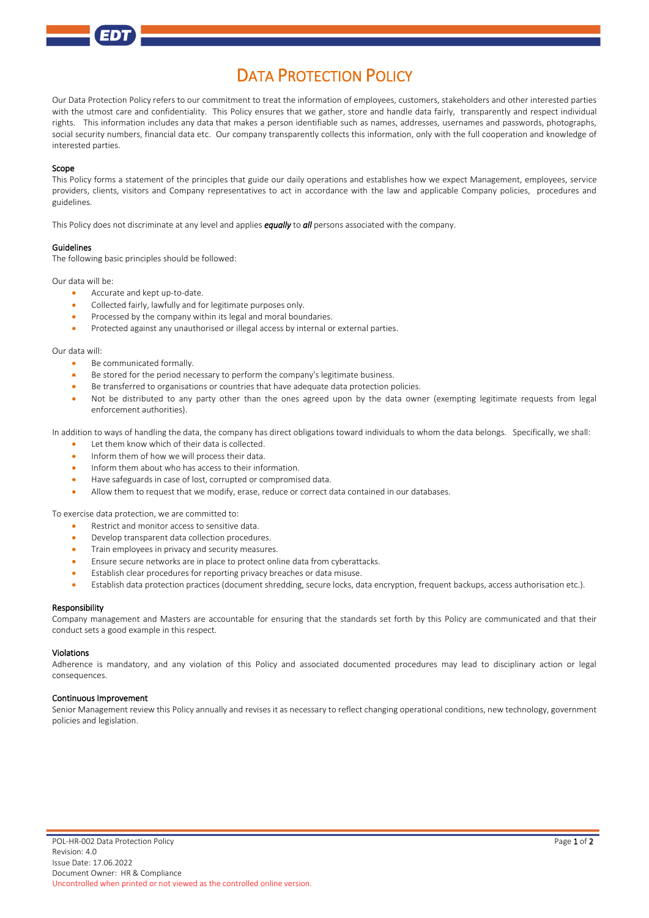# Data Protection Policy

Our Data Protection Policy refers to our commitment to treat the information of employees, customers, stakeholders and other interested parties with the utmost care and confidentiality. This Policy ensures that we gather, store and handle data fairly, transparently and respect individual rights. This information includes any data that makes a person identifiable such as names, addresses, usernames and passwords, photographs, social security numbers, financial data etc. Our company transparently collects this information, only with the full cooperation and knowledge of interested parties.

## Scope

This Policy forms a statement of the principles that guide our daily operations and establishes how we expect Management, employees, service providers, clients, visitors and Company representatives to act in accordance with the law and applicable Company policies, procedures and guidelines.

This Policy does not discriminate at any level and applies ***equally*** to ***all*** persons associated with the company.

## Guidelines

The following basic principles should be followed:

Our data will be:

- Accurate and kept up-to-date.
- Collected fairly, lawfully and for legitimate purposes only.
- Processed by the company within its legal and moral boundaries.
- Protected against any unauthorised or illegal access by internal or external parties.

Our data will:

- Be communicated formally.
- Be stored for the period necessary to perform the company's legitimate business.
- Be transferred to organisations or countries that have adequate data protection policies.
- Not be distributed to any party other than the ones agreed upon by the data owner (exempting legitimate requests from legal enforcement authorities).

In addition to ways of handling the data, the company has direct obligations toward individuals to whom the data belongs. Specifically, we shall:

- Let them know which of their data is collected.
- Inform them of how we will process their data.
- Inform them about who has access to their information.
- Have safeguards in case of lost, corrupted or compromised data.
- Allow them to request that we modify, erase, reduce or correct data contained in our databases.

To exercise data protection, we are committed to:

- Restrict and monitor access to sensitive data.
- Develop transparent data collection procedures.
- Train employees in privacy and security measures.
- Ensure secure networks are in place to protect online data from cyberattacks.
- Establish clear procedures for reporting privacy breaches or data misuse.
- Establish data protection practices (document shredding, secure locks, data encryption, frequent backups, access authorisation etc.).

## Responsibility

Company management and Masters are accountable for ensuring that the standards set forth by this Policy are communicated and that their conduct sets a good example in this respect.

## Violations

Adherence is mandatory, and any violation of this Policy and associated documented procedures may lead to disciplinary action or legal consequences.

## Continuous Improvement

Senior Management review this Policy annually and revises it as necessary to reflect changing operational conditions, new technology, government policies and legislation.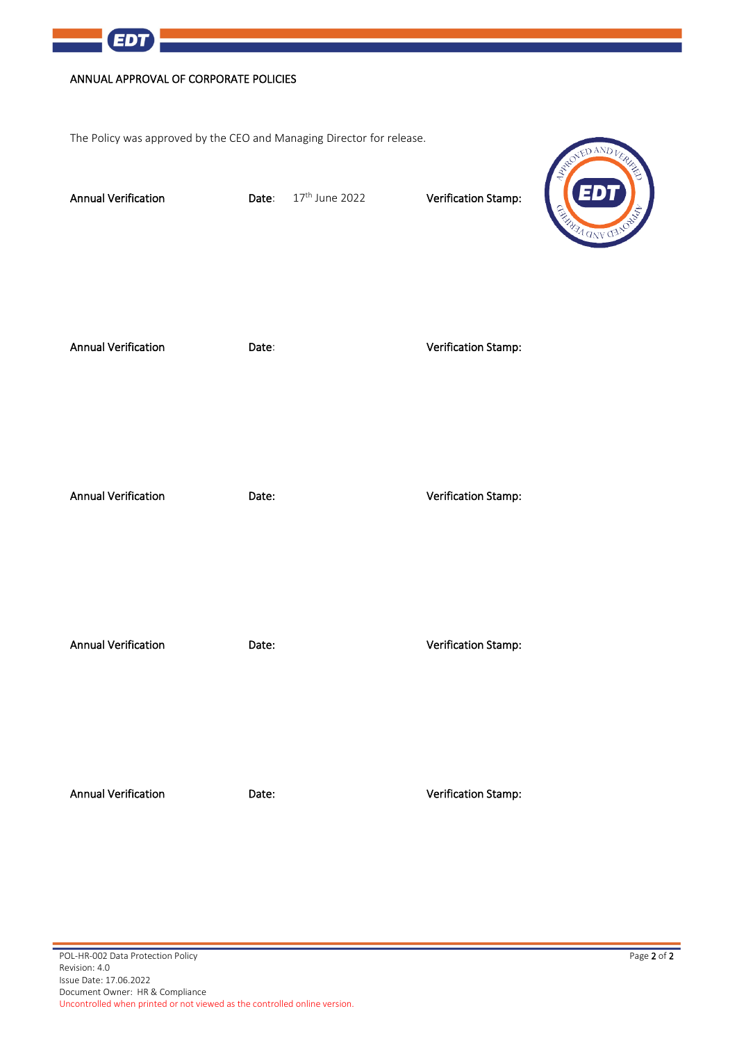ANNUAL APPROVAL OF CORPORATE POLICIES

The Policy was approved by the CEO and Managing Director for release.

**Annual Verification** **Date:** 17th June 2022 **Verification Stamp:**

**Annual Verification** **Date:** **Verification Stamp:**

**Annual Verification** **Date:** **Verification Stamp:**

**Annual Verification** **Date:** **Verification Stamp:**

**Annual Verification** **Date:** **Verification Stamp:**

POL-HR-002 Data Protection Policy
Revision: 4.0
Issue Date: 17.06.2022
Document Owner: HR & Compliance
Uncontrolled when printed or not viewed as the controlled online version.